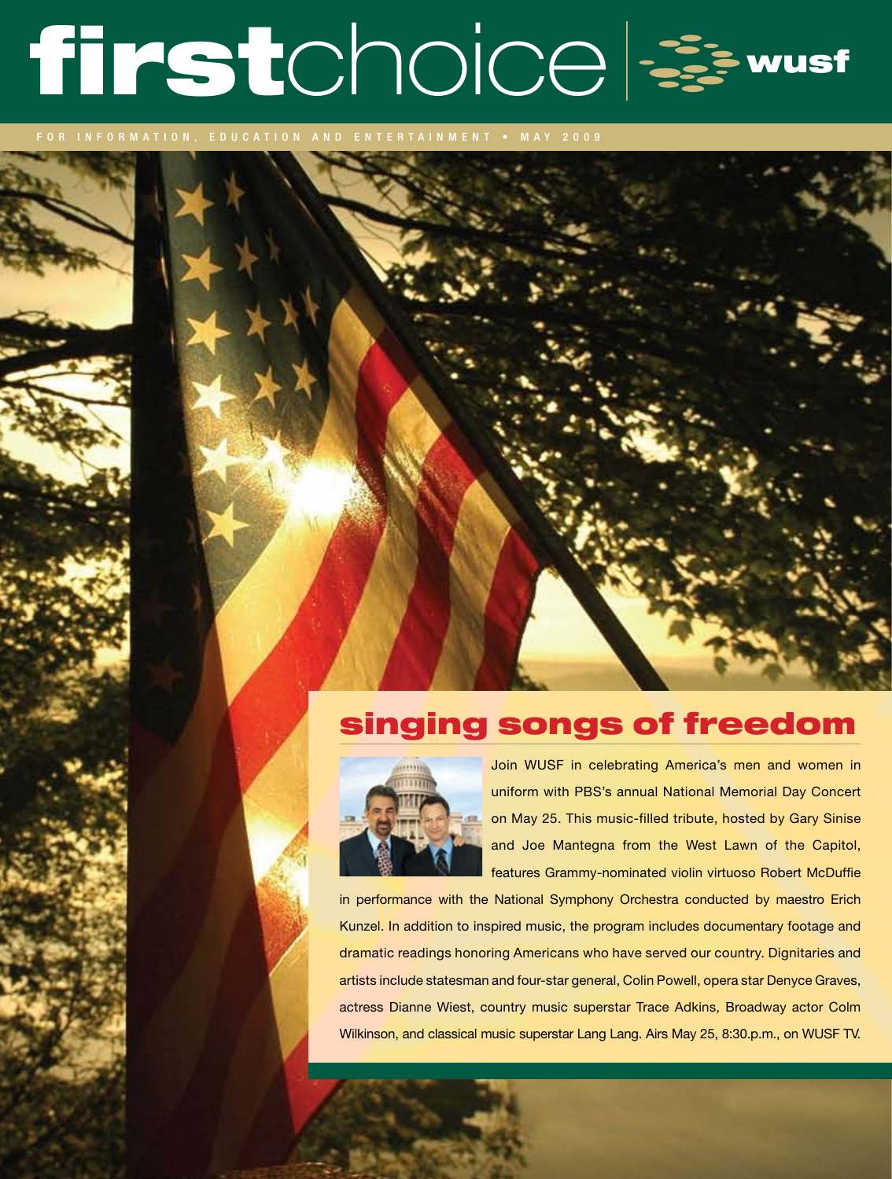# firstchoice | wusf

FOR INFORMATION, EDUCATION AND ENTERTAINMENT • MAY 2009

## singing songs of freedom

Join WUSF in celebrating America's men and women in uniform with PBS's annual National Memorial Day Concert on May 25. This music-filled tribute, hosted by Gary Sinise and Joe Mantegna from the West Lawn of the Capitol, features Grammy-nominated violin virtuoso Robert McDuffie in performance with the National Symphony Orchestra conducted by maestro Erich Kunzel. In addition to inspired music, the program includes documentary footage and dramatic readings honoring Americans who have served our country. Dignitaries and artists include statesman and four-star general, Colin Powell, opera star Denyce Graves, actress Dianne Wiest, country music superstar Trace Adkins, Broadway actor Colm Wilkinson, and classical music superstar Lang Lang. Airs May 25, 8:30.p.m., on WUSF TV.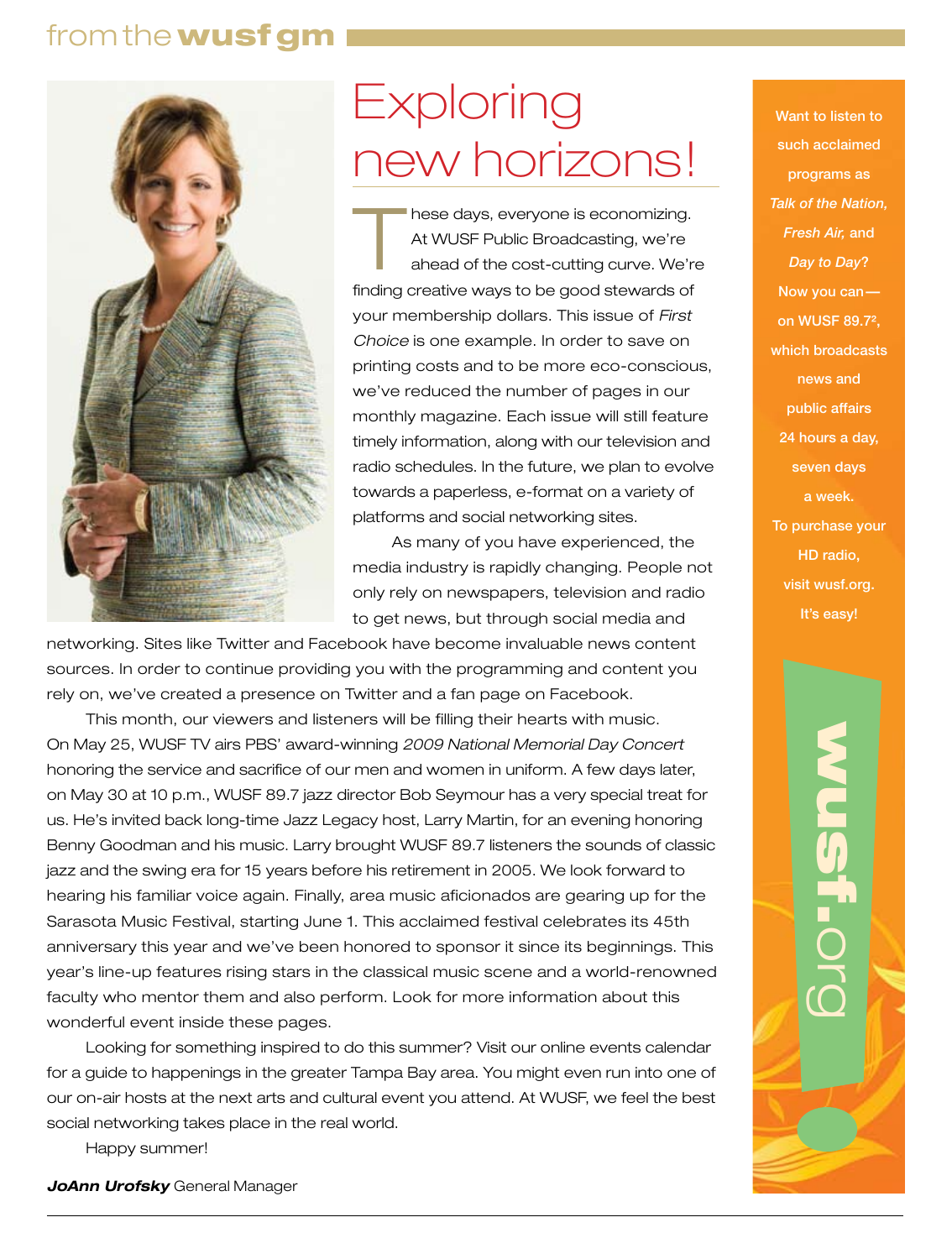from the **wusf gm**

# Exploring new horizons!

These days, everyone is economizing. At WUSF Public Broadcasting, we're ahead of the cost-cutting curve. We're finding creative ways to be good stewards of your membership dollars. This issue of *First Choice* is one example. In order to save on printing costs and to be more eco-conscious, we've reduced the number of pages in our monthly magazine. Each issue will still feature timely information, along with our television and radio schedules. In the future, we plan to evolve towards a paperless, e-format on a variety of platforms and social networking sites.

As many of you have experienced, the media industry is rapidly changing. People not only rely on newspapers, television and radio to get news, but through social media and networking. Sites like Twitter and Facebook have become invaluable news content sources. In order to continue providing you with the programming and content you rely on, we've created a presence on Twitter and a fan page on Facebook.

This month, our viewers and listeners will be filling their hearts with music. On May 25, WUSF TV airs PBS' award-winning *2009 National Memorial Day Concert* honoring the service and sacrifice of our men and women in uniform. A few days later, on May 30 at 10 p.m., WUSF 89.7 jazz director Bob Seymour has a very special treat for us. He's invited back long-time Jazz Legacy host, Larry Martin, for an evening honoring Benny Goodman and his music. Larry brought WUSF 89.7 listeners the sounds of classic jazz and the swing era for 15 years before his retirement in 2005. We look forward to hearing his familiar voice again. Finally, area music aficionados are gearing up for the Sarasota Music Festival, starting June 1. This acclaimed festival celebrates its 45th anniversary this year and we've been honored to sponsor it since its beginnings. This year's line-up features rising stars in the classical music scene and a world-renowned faculty who mentor them and also perform. Look for more information about this wonderful event inside these pages.

Looking for something inspired to do this summer? Visit our online events calendar for a guide to happenings in the greater Tampa Bay area. You might even run into one of our on-air hosts at the next arts and cultural event you attend. At WUSF, we feel the best social networking takes place in the real world.

Happy summer!

***JoAnn Urofsky*** General Manager

Want to listen to such acclaimed programs as *Talk of the Nation, Fresh Air,* and *Day to Day*? Now you can— on WUSF 89.7², which broadcasts news and public affairs 24 hours a day, seven days a week. To purchase your HD radio, visit wusf.org. It's easy!

**wusf**.org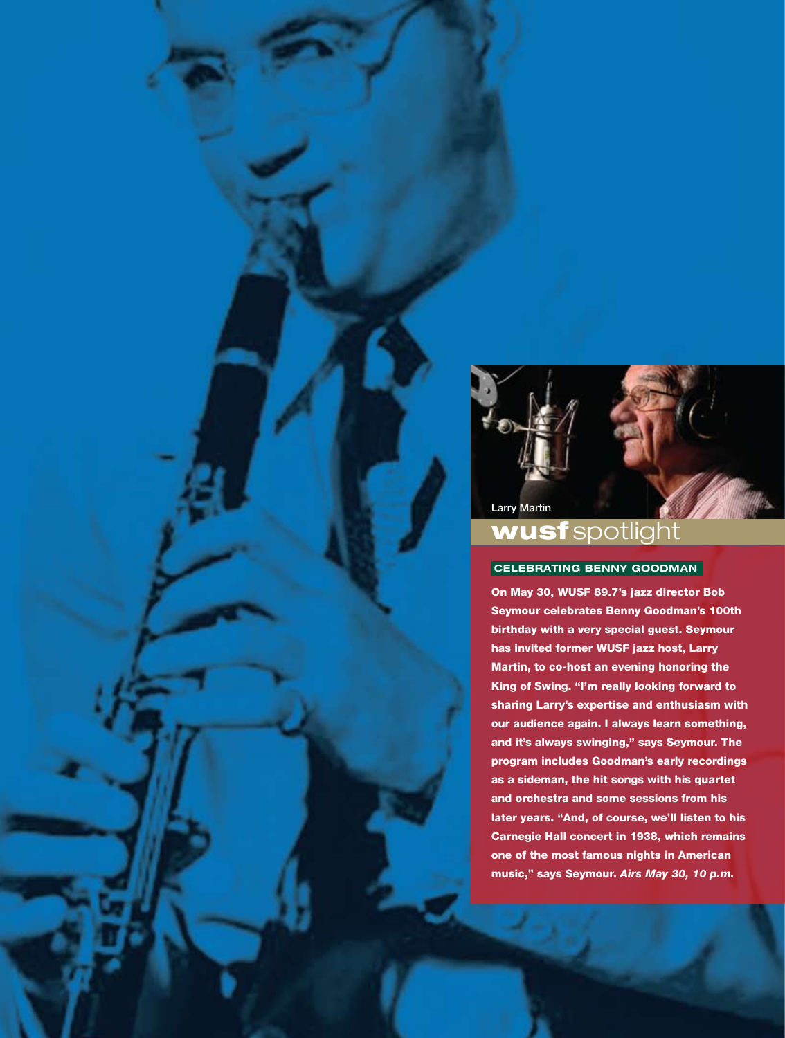Larry Martin

## **wusf** spotlight

### CELEBRATING BENNY GOODMAN

**On May 30, WUSF 89.7's jazz director Bob Seymour celebrates Benny Goodman's 100th birthday with a very special guest. Seymour has invited former WUSF jazz host, Larry Martin, to co-host an evening honoring the King of Swing. "I'm really looking forward to sharing Larry's expertise and enthusiasm with our audience again. I always learn something, and it's always swinging," says Seymour. The program includes Goodman's early recordings as a sideman, the hit songs with his quartet and orchestra and some sessions from his later years. "And, of course, we'll listen to his Carnegie Hall concert in 1938, which remains one of the most famous nights in American music," says Seymour.** ***Airs May 30, 10 p.m.***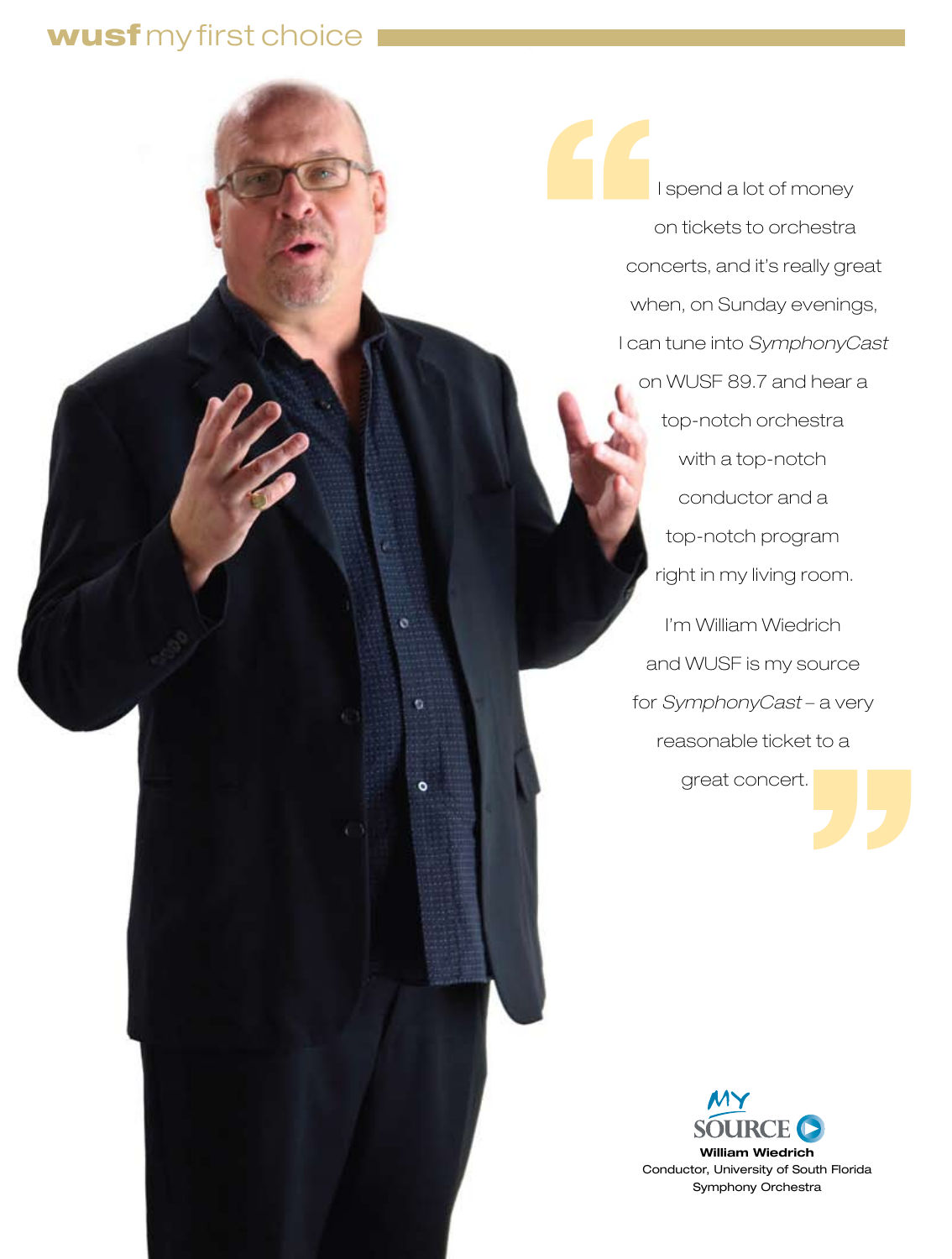**wusf** my first choice

"I spend a lot of money on tickets to orchestra concerts, and it's really great when, on Sunday evenings, I can tune into *SymphonyCast* on WUSF 89.7 and hear a top-notch orchestra with a top-notch conductor and a top-notch program right in my living room.

I'm William Wiedrich and WUSF is my source for *SymphonyCast* – a very reasonable ticket to a great concert."

MY SOURCE

**William Wiedrich**
Conductor, University of South Florida Symphony Orchestra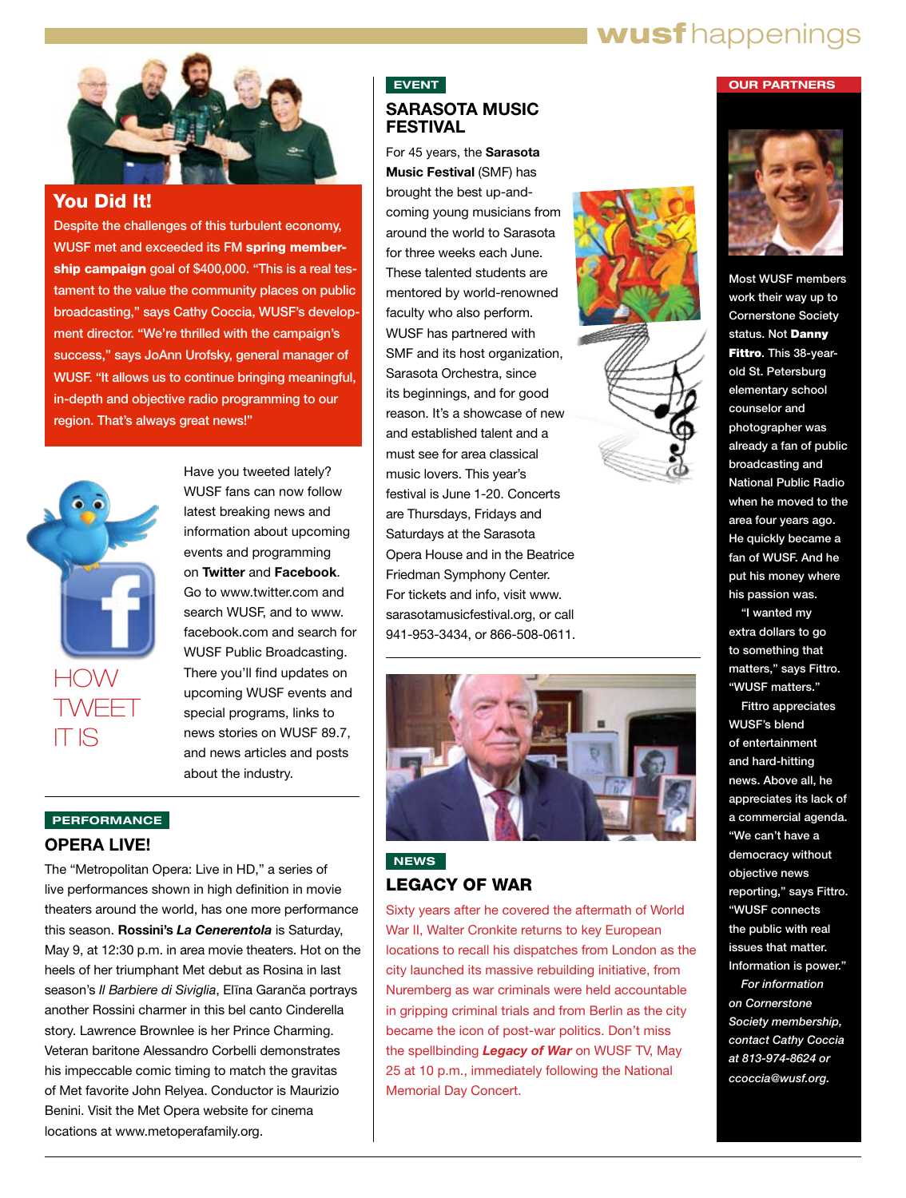## You Did It!

Despite the challenges of this turbulent economy, WUSF met and exceeded its FM **spring membership campaign** goal of $400,000. "This is a real testament to the value the community places on public broadcasting," says Cathy Coccia, WUSF's development director. "We're thrilled with the campaign's success," says JoAnn Urofsky, general manager of WUSF. "It allows us to continue bringing meaningful, in-depth and objective radio programming to our region. That's always great news!"

## HOW TWEET IT IS

Have you tweeted lately? WUSF fans can now follow latest breaking news and information about upcoming events and programming on **Twitter** and **Facebook**. Go to www.twitter.com and search WUSF, and to www.facebook.com and search for WUSF Public Broadcasting. There you'll find updates on upcoming WUSF events and special programs, links to news stories on WUSF 89.7, and news articles and posts about the industry.

**PERFORMANCE**

## OPERA LIVE!

The "Metropolitan Opera: Live in HD," a series of live performances shown in high definition in movie theaters around the world, has one more performance this season. **Rossini's *La Cenerentola*** is Saturday, May 9, at 12:30 p.m. in area movie theaters. Hot on the heels of her triumphant Met debut as Rosina in last season's *Il Barbiere di Siviglia*, Elīna Garanča portrays another Rossini charmer in this bel canto Cinderella story. Lawrence Brownlee is her Prince Charming. Veteran baritone Alessandro Corbelli demonstrates his impeccable comic timing to match the gravitas of Met favorite John Relyea. Conductor is Maurizio Benini. Visit the Met Opera website for cinema locations at www.metoperafamily.org.

**EVENT**

## SARASOTA MUSIC FESTIVAL

For 45 years, the **Sarasota Music Festival** (SMF) has brought the best up-and-coming young musicians from around the world to Sarasota for three weeks each June. These talented students are mentored by world-renowned faculty who also perform. WUSF has partnered with SMF and its host organization, Sarasota Orchestra, since its beginnings, and for good reason. It's a showcase of new and established talent and a must see for area classical music lovers. This year's festival is June 1-20. Concerts are Thursdays, Fridays and Saturdays at the Sarasota Opera House and in the Beatrice Friedman Symphony Center. For tickets and info, visit www.sarasotamusicfestival.org, or call 941-953-3434, or 866-508-0611.

**NEWS**

## LEGACY OF WAR

Sixty years after he covered the aftermath of World War II, Walter Cronkite returns to key European locations to recall his dispatches from London as the city launched its massive rebuilding initiative, from Nuremberg as war criminals were held accountable in gripping criminal trials and from Berlin as the city became the icon of post-war politics. Don't miss the spellbinding ***Legacy of War*** on WUSF TV, May 25 at 10 p.m., immediately following the National Memorial Day Concert.

**OUR PARTNERS**

Most WUSF members work their way up to Cornerstone Society status. Not **Danny Fittro**. This 38-year-old St. Petersburg elementary school counselor and photographer was already a fan of public broadcasting and National Public Radio when he moved to the area four years ago. He quickly became a fan of WUSF. And he put his money where his passion was.

"I wanted my extra dollars to go to something that matters," says Fittro. "WUSF matters."

Fittro appreciates WUSF's blend of entertainment and hard-hitting news. Above all, he appreciates its lack of a commercial agenda. "We can't have a democracy without objective news reporting," says Fittro. "WUSF connects the public with real issues that matter. Information is power."

*For information on Cornerstone Society membership, contact Cathy Coccia at 813-974-8624 or ccoccia@wusf.org.*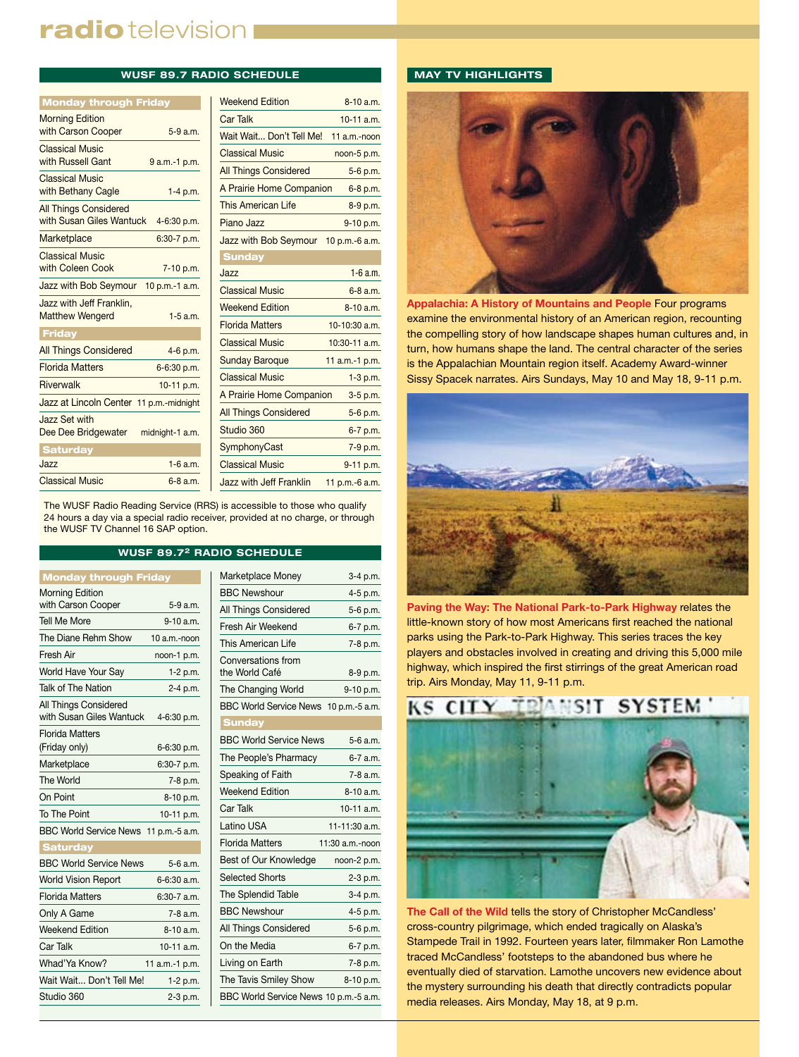# radio television

## WUSF 89.7 RADIO SCHEDULE

| Monday through Friday | |
|---|---|
| Morning Edition with Carson Cooper | 5-9 a.m. |
| Classical Music with Russell Gant | 9 a.m.-1 p.m. |
| Classical Music with Bethany Cagle | 1-4 p.m. |
| All Things Considered with Susan Giles Wantuck | 4-6:30 p.m. |
| Marketplace | 6:30-7 p.m. |
| Classical Music with Coleen Cook | 7-10 p.m. |
| Jazz with Bob Seymour | 10 p.m.-1 a.m. |
| Jazz with Jeff Franklin, Matthew Wengerd | 1-5 a.m. |
| **Friday** | |
| All Things Considered | 4-6 p.m. |
| Florida Matters | 6-6:30 p.m. |
| Riverwalk | 10-11 p.m. |
| Jazz at Lincoln Center | 11 p.m.-midnight |
| Jazz Set with Dee Dee Bridgewater | midnight-1 a.m. |
| **Saturday** | |
| Jazz | 1-6 a.m. |
| Classical Music | 6-8 a.m. |
| Weekend Edition | 8-10 a.m. |
| Car Talk | 10-11 a.m. |
| Wait Wait... Don't Tell Me! | 11 a.m.-noon |
| Classical Music | noon-5 p.m. |
| All Things Considered | 5-6 p.m. |
| A Prairie Home Companion | 6-8 p.m. |
| This American Life | 8-9 p.m. |
| Piano Jazz | 9-10 p.m. |
| Jazz with Bob Seymour | 10 p.m.-6 a.m. |
| **Sunday** | |
| Jazz | 1-6 a.m. |
| Classical Music | 6-8 a.m. |
| Weekend Edition | 8-10 a.m. |
| Florida Matters | 10-10:30 a.m. |
| Classical Music | 10:30-11 a.m. |
| Sunday Baroque | 11 a.m.-1 p.m. |
| Classical Music | 1-3 p.m. |
| A Prairie Home Companion | 3-5 p.m. |
| All Things Considered | 5-6 p.m. |
| Studio 360 | 6-7 p.m. |
| SymphonyCast | 7-9 p.m. |
| Classical Music | 9-11 p.m. |
| Jazz with Jeff Franklin | 11 p.m.-6 a.m. |

The WUSF Radio Reading Service (RRS) is accessible to those who qualify 24 hours a day via a special radio receiver, provided at no charge, or through the WUSF TV Channel 16 SAP option.

## WUSF 89.7² RADIO SCHEDULE

| Monday through Friday | |
|---|---|
| Morning Edition with Carson Cooper | 5-9 a.m. |
| Tell Me More | 9-10 a.m. |
| The Diane Rehm Show | 10 a.m.-noon |
| Fresh Air | noon-1 p.m. |
| World Have Your Say | 1-2 p.m. |
| Talk of The Nation | 2-4 p.m. |
| All Things Considered with Susan Giles Wantuck | 4-6:30 p.m. |
| Florida Matters (Friday only) | 6-6:30 p.m. |
| Marketplace | 6:30-7 p.m. |
| The World | 7-8 p.m. |
| On Point | 8-10 p.m. |
| To The Point | 10-11 p.m. |
| BBC World Service News | 11 p.m.-5 a.m. |
| **Saturday** | |
| BBC World Service News | 5-6 a.m. |
| World Vision Report | 6-6:30 a.m. |
| Florida Matters | 6:30-7 a.m. |
| Only A Game | 7-8 a.m. |
| Weekend Edition | 8-10 a.m. |
| Car Talk | 10-11 a.m. |
| Whad'Ya Know? | 11 a.m.-1 p.m. |
| Wait Wait... Don't Tell Me! | 1-2 p.m. |
| Studio 360 | 2-3 p.m. |
| Marketplace Money | 3-4 p.m. |
| BBC Newshour | 4-5 p.m. |
| All Things Considered | 5-6 p.m. |
| Fresh Air Weekend | 6-7 p.m. |
| This American Life | 7-8 p.m. |
| Conversations from the World Café | 8-9 p.m. |
| The Changing World | 9-10 p.m. |
| BBC World Service News | 10 p.m.-5 a.m. |
| **Sunday** | |
| BBC World Service News | 5-6 a.m. |
| The People's Pharmacy | 6-7 a.m. |
| Speaking of Faith | 7-8 a.m. |
| Weekend Edition | 8-10 a.m. |
| Car Talk | 10-11 a.m. |
| Latino USA | 11-11:30 a.m. |
| Florida Matters | 11:30 a.m.-noon |
| Best of Our Knowledge | noon-2 p.m. |
| Selected Shorts | 2-3 p.m. |
| The Splendid Table | 3-4 p.m. |
| BBC Newshour | 4-5 p.m. |
| All Things Considered | 5-6 p.m. |
| On the Media | 6-7 p.m. |
| Living on Earth | 7-8 p.m. |
| The Tavis Smiley Show | 8-10 p.m. |
| BBC World Service News | 10 p.m.-5 a.m. |

## MAY TV HIGHLIGHTS

**Appalachia: A History of Mountains and People** Four programs examine the environmental history of an American region, recounting the compelling story of how landscape shapes human cultures and, in turn, how humans shape the land. The central character of the series is the Appalachian Mountain region itself. Academy Award-winner Sissy Spacek narrates. Airs Sundays, May 10 and May 18, 9-11 p.m.

**Paving the Way: The National Park-to-Park Highway** relates the little-known story of how most Americans first reached the national parks using the Park-to-Park Highway. This series traces the key players and obstacles involved in creating and driving this 5,000 mile highway, which inspired the first stirrings of the great American road trip. Airs Monday, May 11, 9-11 p.m.

**The Call of the Wild** tells the story of Christopher McCandless' cross-country pilgrimage, which ended tragically on Alaska's Stampede Trail in 1992. Fourteen years later, filmmaker Ron Lamothe traced McCandless' footsteps to the abandoned bus where he eventually died of starvation. Lamothe uncovers new evidence about the mystery surrounding his death that directly contradicts popular media releases. Airs Monday, May 18, at 9 p.m.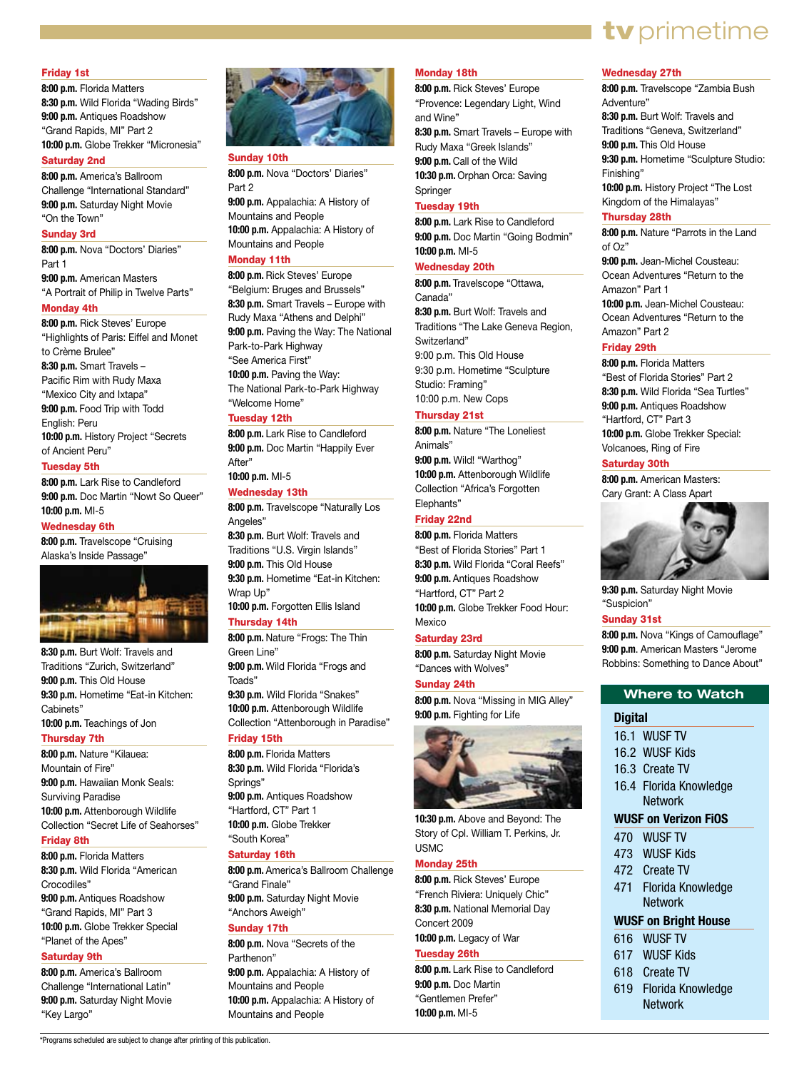# tv primetime

### Friday 1st

**8:00 p.m.** Florida Matters
**8:30 p.m.** Wild Florida "Wading Birds"
**9:00 p.m.** Antiques Roadshow "Grand Rapids, MI" Part 2
**10:00 p.m.** Globe Trekker "Micronesia"

### Saturday 2nd

**8:00 p.m.** America's Ballroom Challenge "International Standard"
**9:00 p.m.** Saturday Night Movie "On the Town"

### Sunday 3rd

**8:00 p.m.** Nova "Doctors' Diaries" Part 1
**9:00 p.m.** American Masters "A Portrait of Philip in Twelve Parts"

### Monday 4th

**8:00 p.m.** Rick Steves' Europe "Highlights of Paris: Eiffel and Monet to Crème Brulee"
**8:30 p.m.** Smart Travels – Pacific Rim with Rudy Maxa "Mexico City and Ixtapa"
**9:00 p.m.** Food Trip with Todd English: Peru
**10:00 p.m.** History Project "Secrets of Ancient Peru"

### Tuesday 5th

**8:00 p.m.** Lark Rise to Candleford
**9:00 p.m.** Doc Martin "Nowt So Queer"
**10:00 p.m.** MI-5

### Wednesday 6th

**8:00 p.m.** Travelscope "Cruising Alaska's Inside Passage"
**8:30 p.m.** Burt Wolf: Travels and Traditions "Zurich, Switzerland"
**9:00 p.m.** This Old House
**9:30 p.m.** Hometime "Eat-in Kitchen: Cabinets"
**10:00 p.m.** Teachings of Jon

### Thursday 7th

**8:00 p.m.** Nature "Kilauea: Mountain of Fire"
**9:00 p.m.** Hawaiian Monk Seals: Surviving Paradise
**10:00 p.m.** Attenborough Wildlife Collection "Secret Life of Seahorses"

### Friday 8th

**8:00 p.m.** Florida Matters
**8:30 p.m.** Wild Florida "American Crocodiles"
**9:00 p.m.** Antiques Roadshow "Grand Rapids, MI" Part 3
**10:00 p.m.** Globe Trekker Special "Planet of the Apes"

### Saturday 9th

**8:00 p.m.** America's Ballroom Challenge "International Latin"
**9:00 p.m.** Saturday Night Movie "Key Largo"

### Sunday 10th

**8:00 p.m.** Nova "Doctors' Diaries" Part 2
**9:00 p.m.** Appalachia: A History of Mountains and People
**10:00 p.m.** Appalachia: A History of Mountains and People

### Monday 11th

**8:00 p.m.** Rick Steves' Europe "Belgium: Bruges and Brussels"
**8:30 p.m.** Smart Travels – Europe with Rudy Maxa "Athens and Delphi"
**9:00 p.m.** Paving the Way: The National Park-to-Park Highway "See America First"
**10:00 p.m.** Paving the Way: The National Park-to-Park Highway "Welcome Home"

### Tuesday 12th

**8:00 p.m.** Lark Rise to Candleford
**9:00 p.m.** Doc Martin "Happily Ever After"
**10:00 p.m.** MI-5

### Wednesday 13th

**8:00 p.m.** Travelscope "Naturally Los Angeles"
**8:30 p.m.** Burt Wolf: Travels and Traditions "U.S. Virgin Islands"
**9:00 p.m.** This Old House
**9:30 p.m.** Hometime "Eat-in Kitchen: Wrap Up"
**10:00 p.m.** Forgotten Ellis Island

### Thursday 14th

**8:00 p.m.** Nature "Frogs: The Thin Green Line"
**9:00 p.m.** Wild Florida "Frogs and Toads"
**9:30 p.m.** Wild Florida "Snakes"
**10:00 p.m.** Attenborough Wildlife Collection "Attenborough in Paradise"

### Friday 15th

**8:00 p.m.** Florida Matters
**8:30 p.m.** Wild Florida "Florida's Springs"
**9:00 p.m.** Antiques Roadshow "Hartford, CT" Part 1
**10:00 p.m.** Globe Trekker "South Korea"

### Saturday 16th

**8:00 p.m.** America's Ballroom Challenge "Grand Finale"
**9:00 p.m.** Saturday Night Movie "Anchors Aweigh"

### Sunday 17th

**8:00 p.m.** Nova "Secrets of the Parthenon"
**9:00 p.m.** Appalachia: A History of Mountains and People
**10:00 p.m.** Appalachia: A History of Mountains and People

### Monday 18th

**8:00 p.m.** Rick Steves' Europe "Provence: Legendary Light, Wind and Wine"
**8:30 p.m.** Smart Travels – Europe with Rudy Maxa "Greek Islands"
**9:00 p.m.** Call of the Wild
**10:30 p.m.** Orphan Orca: Saving Springer

### Tuesday 19th

**8:00 p.m.** Lark Rise to Candleford
**9:00 p.m.** Doc Martin "Going Bodmin"
**10:00 p.m.** MI-5

### Wednesday 20th

**8:00 p.m.** Travelscope "Ottawa, Canada"
**8:30 p.m.** Burt Wolf: Travels and Traditions "The Lake Geneva Region, Switzerland"
9:00 p.m. This Old House
9:30 p.m. Hometime "Sculpture Studio: Framing"
10:00 p.m. New Cops

### Thursday 21st

**8:00 p.m.** Nature "The Loneliest Animals"
**9:00 p.m.** Wild! "Warthog"
**10:00 p.m.** Attenborough Wildlife Collection "Africa's Forgotten Elephants"

### Friday 22nd

**8:00 p.m.** Florida Matters "Best of Florida Stories" Part 1
**8:30 p.m.** Wild Florida "Coral Reefs"
**9:00 p.m.** Antiques Roadshow "Hartford, CT" Part 2
**10:00 p.m.** Globe Trekker Food Hour: Mexico

### Saturday 23rd

**8:00 p.m.** Saturday Night Movie "Dances with Wolves"

### Sunday 24th

**8:00 p.m.** Nova "Missing in MIG Alley"
**9:00 p.m.** Fighting for Life
**10:30 p.m.** Above and Beyond: The Story of Cpl. William T. Perkins, Jr. USMC

### Monday 25th

**8:00 p.m.** Rick Steves' Europe "French Riviera: Uniquely Chic"
**8:30 p.m.** National Memorial Day Concert 2009
**10:00 p.m.** Legacy of War

### Tuesday 26th

**8:00 p.m.** Lark Rise to Candleford
**9:00 p.m.** Doc Martin "Gentlemen Prefer"
**10:00 p.m.** MI-5

### Wednesday 27th

**8:00 p.m.** Travelscope "Zambia Bush Adventure"
**8:30 p.m.** Burt Wolf: Travels and Traditions "Geneva, Switzerland"
**9:00 p.m.** This Old House
**9:30 p.m.** Hometime "Sculpture Studio: Finishing"
**10:00 p.m.** History Project "The Lost Kingdom of the Himalayas"

### Thursday 28th

**8:00 p.m.** Nature "Parrots in the Land of Oz"
**9:00 p.m.** Jean-Michel Cousteau: Ocean Adventures "Return to the Amazon" Part 1
**10:00 p.m.** Jean-Michel Cousteau: Ocean Adventures "Return to the Amazon" Part 2

### Friday 29th

**8:00 p.m.** Florida Matters "Best of Florida Stories" Part 2
**8:30 p.m.** Wild Florida "Sea Turtles"
**9:00 p.m.** Antiques Roadshow "Hartford, CT" Part 3
**10:00 p.m.** Globe Trekker Special: Volcanoes, Ring of Fire

### Saturday 30th

**8:00 p.m.** American Masters: Cary Grant: A Class Apart
**9:30 p.m.** Saturday Night Movie "Suspicion"

### Sunday 31st

**8:00 p.m.** Nova "Kings of Camouflage"
**9:00 p.m.** American Masters "Jerome Robbins: Something to Dance About"

## Where to Watch

**Digital**

| | |
|---|---|
| 16.1 | WUSF TV |
| 16.2 | WUSF Kids |
| 16.3 | Create TV |
| 16.4 | Florida Knowledge Network |

**WUSF on Verizon FiOS**

| | |
|---|---|
| 470 | WUSF TV |
| 473 | WUSF Kids |
| 472 | Create TV |
| 471 | Florida Knowledge Network |

**WUSF on Bright House**

| | |
|---|---|
| 616 | WUSF TV |
| 617 | WUSF Kids |
| 618 | Create TV |
| 619 | Florida Knowledge Network |

*Programs scheduled are subject to change after printing of this publication.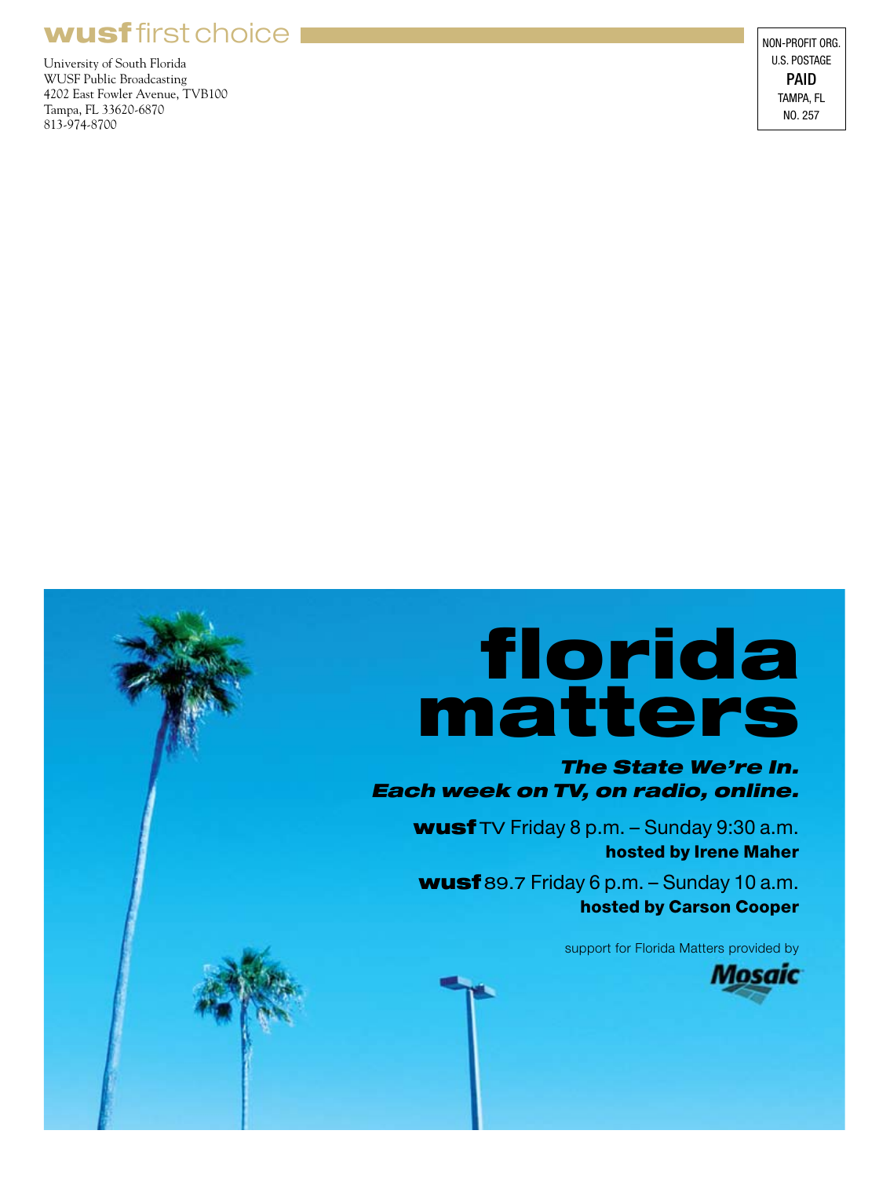**wusf** first choice

University of South Florida
WUSF Public Broadcasting
4202 East Fowler Avenue, TVB100
Tampa, FL 33620-6870
813-974-8700

NON-PROFIT ORG.
U.S. POSTAGE
PAID
TAMPA, FL
NO. 257

# florida matters

***The State We're In.***
***Each week on TV, on radio, online.***

**wusf** TV Friday 8 p.m. – Sunday 9:30 a.m.
**hosted by Irene Maher**

**wusf** 89.7 Friday 6 p.m. – Sunday 10 a.m.
**hosted by Carson Cooper**

support for Florida Matters provided by

Mosaic